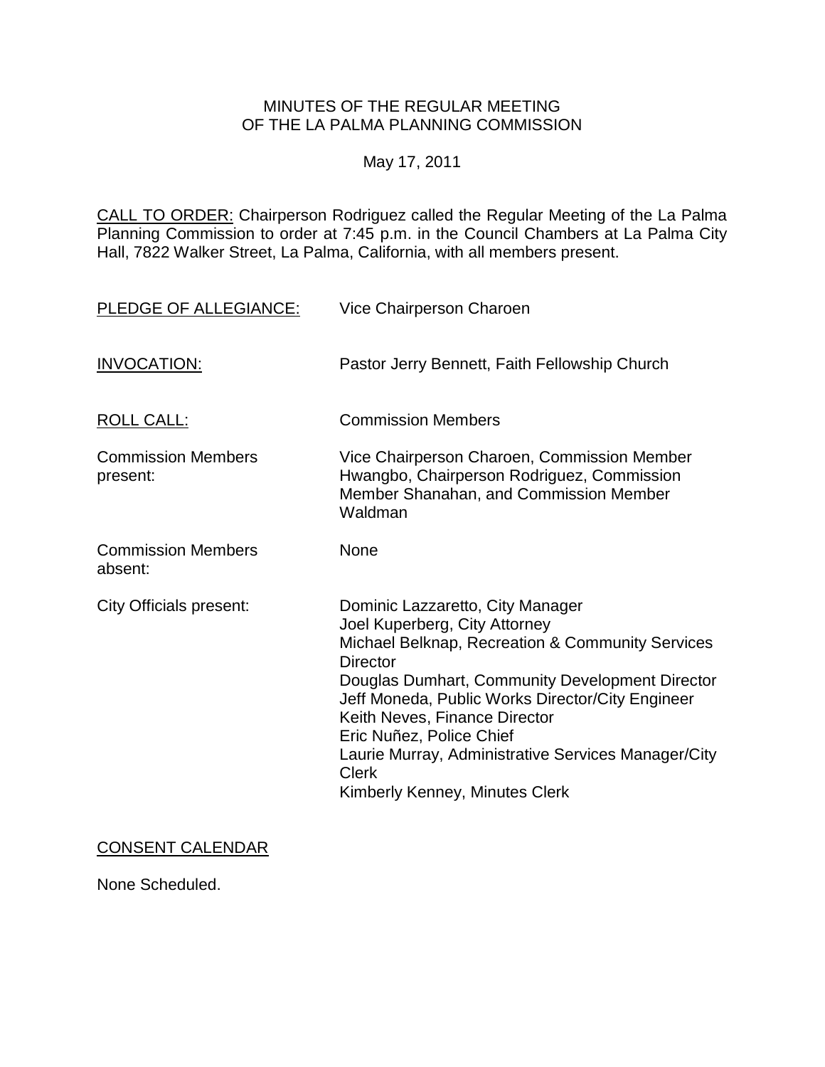# MINUTES OF THE REGULAR MEETING OF THE LA PALMA PLANNING COMMISSION

May 17, 2011

CALL TO ORDER: Chairperson Rodriguez called the Regular Meeting of the La Palma Planning Commission to order at 7:45 p.m. in the Council Chambers at La Palma City Hall, 7822 Walker Street, La Palma, California, with all members present.

| | |
|---|---|
| PLEDGE OF ALLEGIANCE: | Vice Chairperson Charoen |
| INVOCATION: | Pastor Jerry Bennett, Faith Fellowship Church |
| ROLL CALL: | Commission Members |
| Commission Members present: | Vice Chairperson Charoen, Commission Member Hwangbo, Chairperson Rodriguez, Commission Member Shanahan, and Commission Member Waldman |
| Commission Members absent: | None |
| City Officials present: | Dominic Lazzaretto, City Manager<br>Joel Kuperberg, City Attorney<br>Michael Belknap, Recreation & Community Services Director<br>Douglas Dumhart, Community Development Director<br>Jeff Moneda, Public Works Director/City Engineer<br>Keith Neves, Finance Director<br>Eric Nuñez, Police Chief<br>Laurie Murray, Administrative Services Manager/City Clerk<br>Kimberly Kenney, Minutes Clerk |

CONSENT CALENDAR

None Scheduled.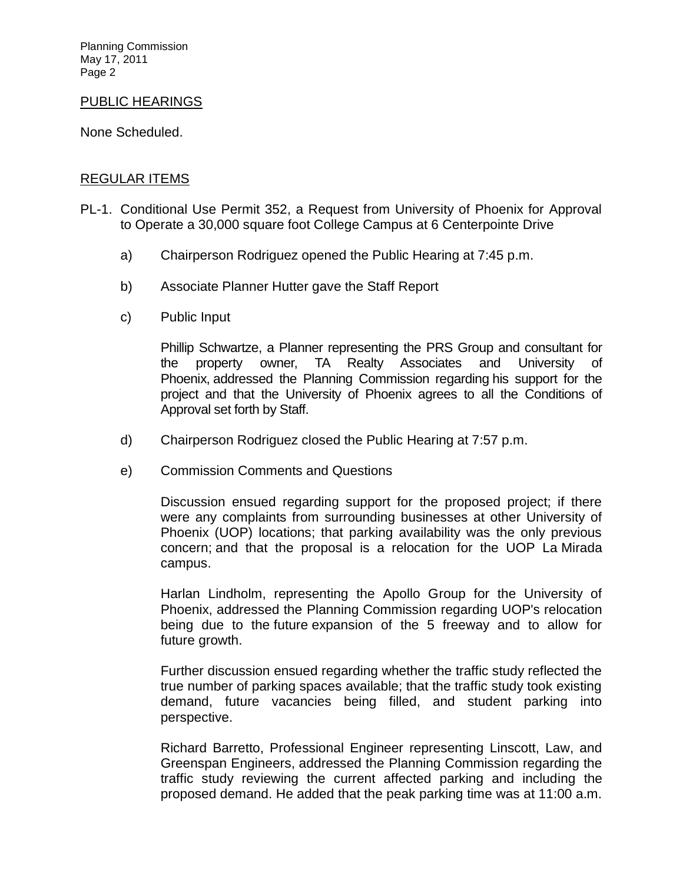## PUBLIC HEARINGS

None Scheduled.

## REGULAR ITEMS

PL-1. Conditional Use Permit 352, a Request from University of Phoenix for Approval to Operate a 30,000 square foot College Campus at 6 Centerpointe Drive

a) Chairperson Rodriguez opened the Public Hearing at 7:45 p.m.

b) Associate Planner Hutter gave the Staff Report

c) Public Input

Phillip Schwartze, a Planner representing the PRS Group and consultant for the property owner, TA Realty Associates and University of Phoenix, addressed the Planning Commission regarding his support for the project and that the University of Phoenix agrees to all the Conditions of Approval set forth by Staff.

d) Chairperson Rodriguez closed the Public Hearing at 7:57 p.m.

e) Commission Comments and Questions

Discussion ensued regarding support for the proposed project; if there were any complaints from surrounding businesses at other University of Phoenix (UOP) locations; that parking availability was the only previous concern; and that the proposal is a relocation for the UOP La Mirada campus.

Harlan Lindholm, representing the Apollo Group for the University of Phoenix, addressed the Planning Commission regarding UOP's relocation being due to the future expansion of the 5 freeway and to allow for future growth.

Further discussion ensued regarding whether the traffic study reflected the true number of parking spaces available; that the traffic study took existing demand, future vacancies being filled, and student parking into perspective.

Richard Barretto, Professional Engineer representing Linscott, Law, and Greenspan Engineers, addressed the Planning Commission regarding the traffic study reviewing the current affected parking and including the proposed demand. He added that the peak parking time was at 11:00 a.m.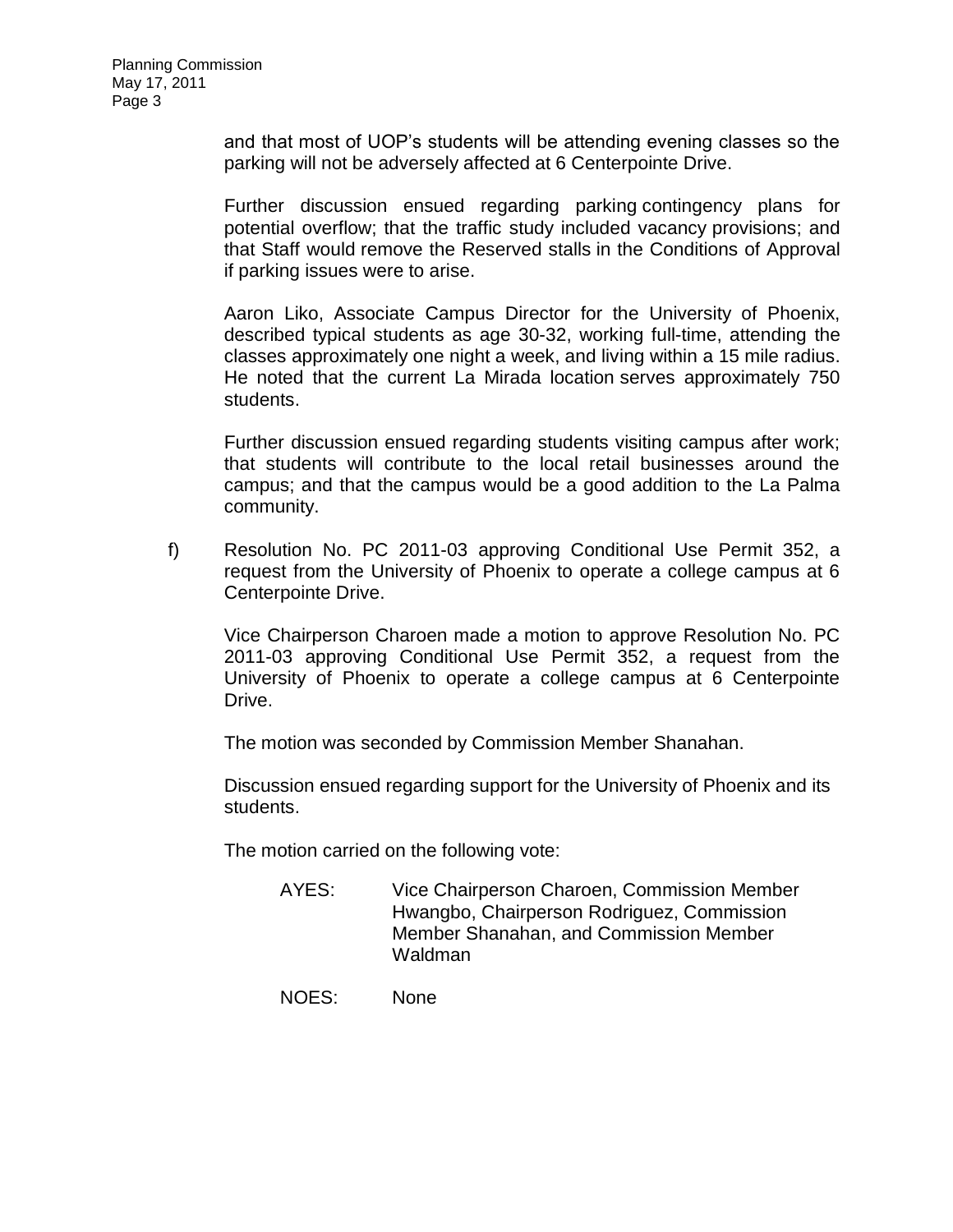and that most of UOP's students will be attending evening classes so the parking will not be adversely affected at 6 Centerpointe Drive.

Further discussion ensued regarding parking contingency plans for potential overflow; that the traffic study included vacancy provisions; and that Staff would remove the Reserved stalls in the Conditions of Approval if parking issues were to arise.

Aaron Liko, Associate Campus Director for the University of Phoenix, described typical students as age 30-32, working full-time, attending the classes approximately one night a week, and living within a 15 mile radius. He noted that the current La Mirada location serves approximately 750 students.

Further discussion ensued regarding students visiting campus after work; that students will contribute to the local retail businesses around the campus; and that the campus would be a good addition to the La Palma community.

f) Resolution No. PC 2011-03 approving Conditional Use Permit 352, a request from the University of Phoenix to operate a college campus at 6 Centerpointe Drive.

Vice Chairperson Charoen made a motion to approve Resolution No. PC 2011-03 approving Conditional Use Permit 352, a request from the University of Phoenix to operate a college campus at 6 Centerpointe Drive.

The motion was seconded by Commission Member Shanahan.

Discussion ensued regarding support for the University of Phoenix and its students.

The motion carried on the following vote:

AYES: Vice Chairperson Charoen, Commission Member Hwangbo, Chairperson Rodriguez, Commission Member Shanahan, and Commission Member Waldman

NOES: None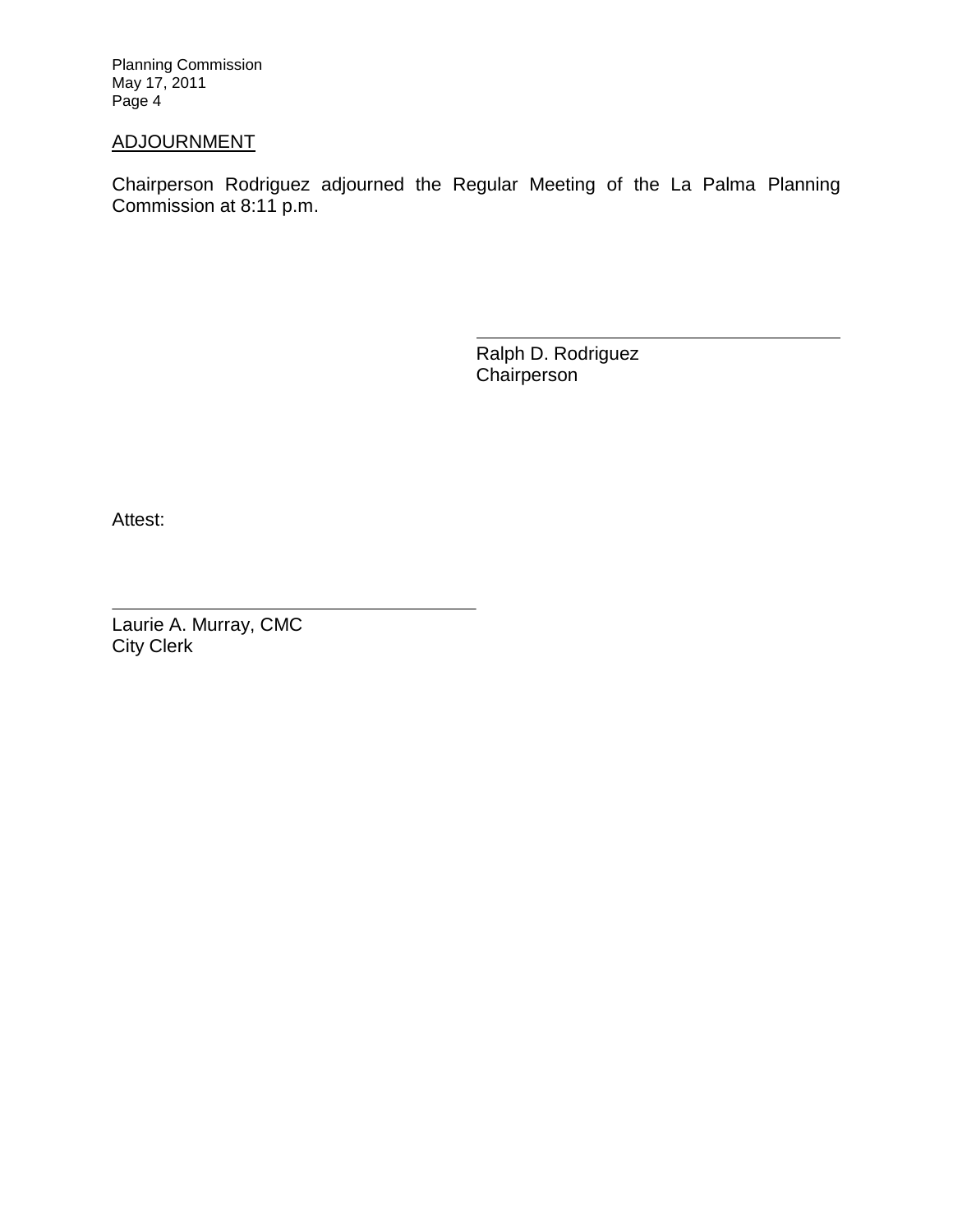## ADJOURNMENT

Chairperson Rodriguez adjourned the Regular Meeting of the La Palma Planning Commission at 8:11 p.m.

\_\_\_\_\_\_\_\_\_\_\_\_\_\_\_\_\_\_\_\_\_\_\_\_\_\_\_\_\_\_\_\_\_\_\_\_\_\_

Ralph D. Rodriguez
Chairperson

Attest:

\_\_\_\_\_\_\_\_\_\_\_\_\_\_\_\_\_\_\_\_\_\_\_\_\_\_\_\_\_\_\_\_\_\_\_\_\_\_

Laurie A. Murray, CMC
City Clerk